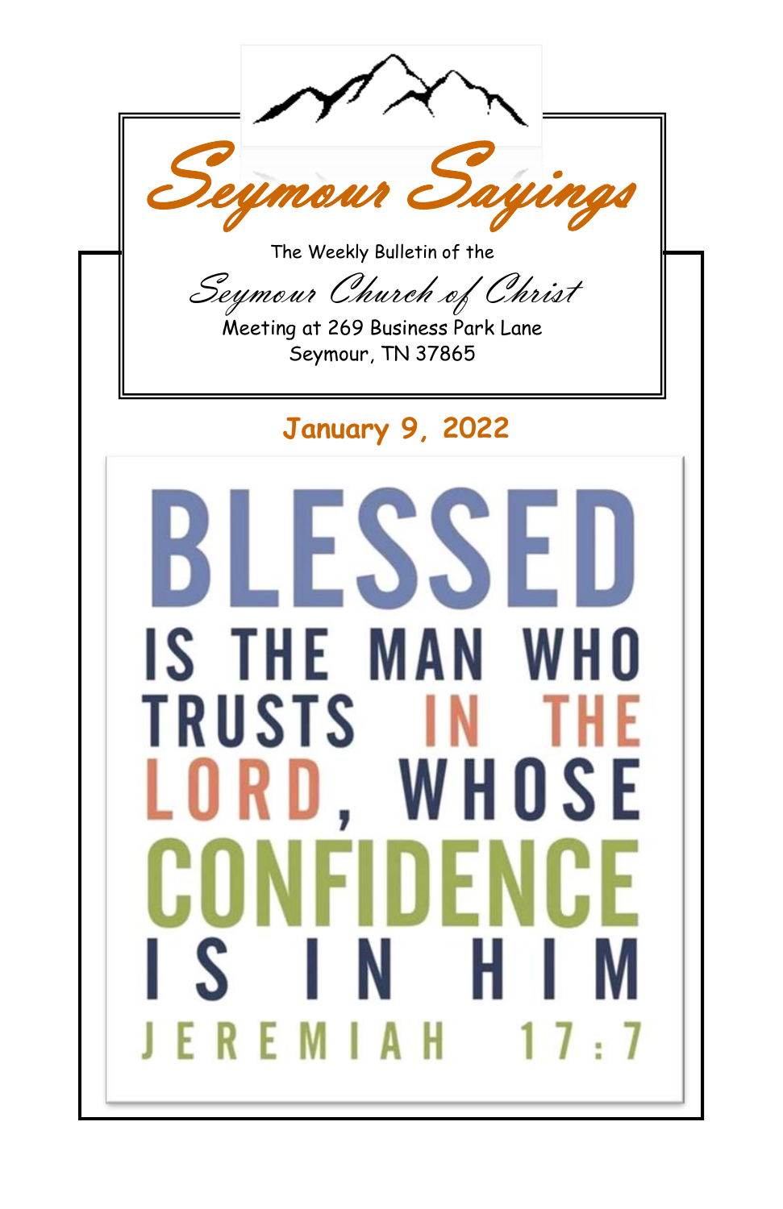# Seymour Sayings

The Weekly Bulletin of the

*Seymour Church of Christ*

Meeting at 269 Business Park Lane
Seymour, TN 37865

## January 9, 2022

BLESSED IS THE MAN WHO TRUSTS IN THE LORD, WHOSE CONFIDENCE IS IN HIM

JEREMIAH 17:7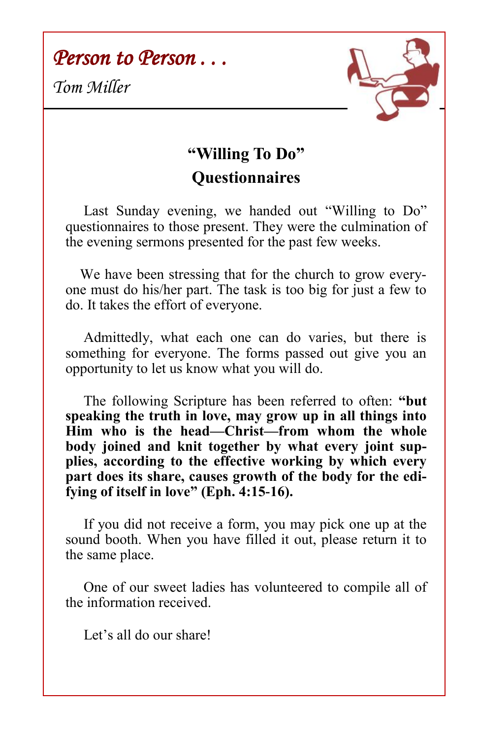# *Person to Person . . .*

*Tom Miller*

## "Willing To Do" Questionnaires

Last Sunday evening, we handed out "Willing to Do" questionnaires to those present. They were the culmination of the evening sermons presented for the past few weeks.

We have been stressing that for the church to grow everyone must do his/her part. The task is too big for just a few to do. It takes the effort of everyone.

Admittedly, what each one can do varies, but there is something for everyone. The forms passed out give you an opportunity to let us know what you will do.

The following Scripture has been referred to often: **"but speaking the truth in love, may grow up in all things into Him who is the head—Christ—from whom the whole body joined and knit together by what every joint supplies, according to the effective working by which every part does its share, causes growth of the body for the edifying of itself in love" (Eph. 4:15-16).**

If you did not receive a form, you may pick one up at the sound booth. When you have filled it out, please return it to the same place.

One of our sweet ladies has volunteered to compile all of the information received.

Let's all do our share!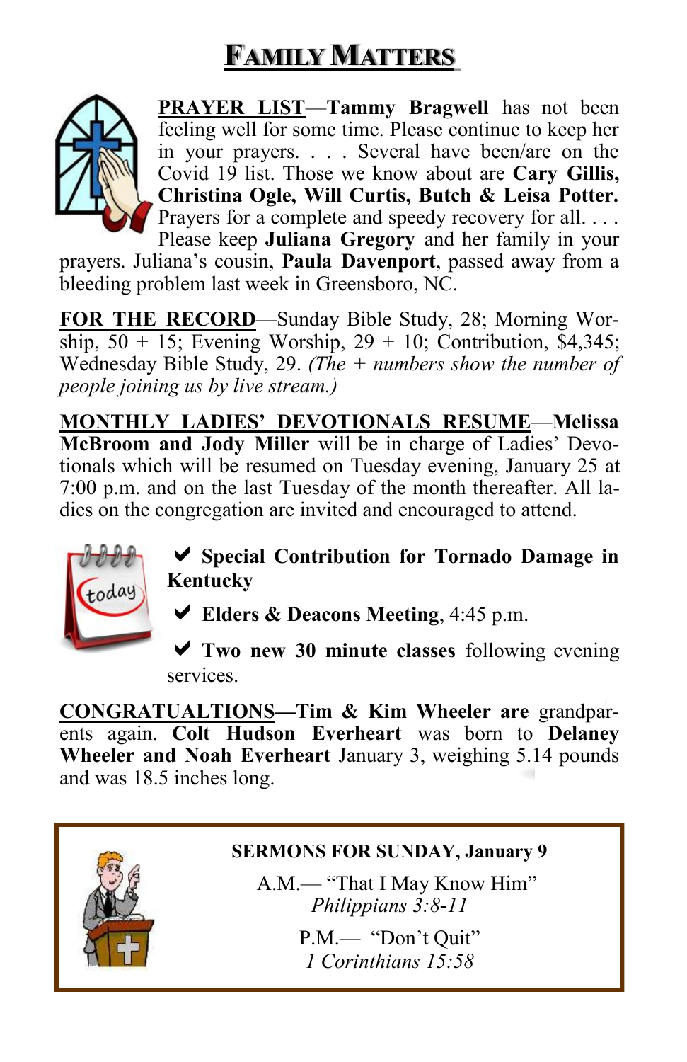# FAMILY MATTERS

**PRAYER LIST**—**Tammy Bragwell** has not been feeling well for some time. Please continue to keep her in your prayers. . . . Several have been/are on the Covid 19 list. Those we know about are **Cary Gillis, Christina Ogle, Will Curtis, Butch & Leisa Potter.** Prayers for a complete and speedy recovery for all. . . . Please keep **Juliana Gregory** and her family in your prayers. Juliana's cousin, **Paula Davenport**, passed away from a bleeding problem last week in Greensboro, NC.

**FOR THE RECORD**—Sunday Bible Study, 28; Morning Worship, 50 + 15; Evening Worship, 29 + 10; Contribution, $4,345; Wednesday Bible Study, 29. *(The + numbers show the number of people joining us by live stream.)*

**MONTHLY LADIES' DEVOTIONALS RESUME**—**Melissa McBroom and Jody Miller** will be in charge of Ladies' Devotionals which will be resumed on Tuesday evening, January 25 at 7:00 p.m. and on the last Tuesday of the month thereafter. All ladies on the congregation are invited and encouraged to attend.

- ✔ **Special Contribution for Tornado Damage in Kentucky**
- ✔ **Elders & Deacons Meeting**, 4:45 p.m.
- ✔ **Two new 30 minute classes** following evening services.

**CONGRATUALTIONS—Tim & Kim Wheeler are** grandparents again. **Colt Hudson Everheart** was born to **Delaney Wheeler and Noah Everheart** January 3, weighing 5.14 pounds and was 18.5 inches long.

**SERMONS FOR SUNDAY, January 9**

A.M.— "That I May Know Him"
*Philippians 3:8-11*

P.M.— "Don't Quit"
*1 Corinthians 15:58*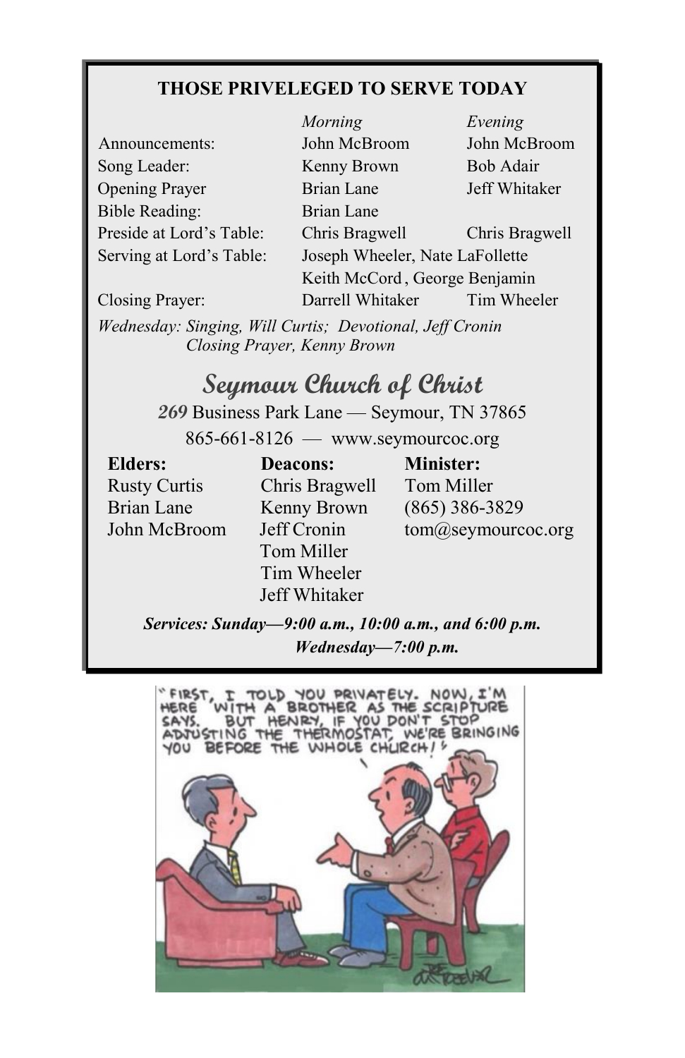## THOSE PRIVELEGED TO SERVE TODAY

| | *Morning* | *Evening* |
|---|---|---|
| Announcements: | John McBroom | John McBroom |
| Song Leader: | Kenny Brown | Bob Adair |
| Opening Prayer | Brian Lane | Jeff Whitaker |
| Bible Reading: | Brian Lane | |
| Preside at Lord's Table: | Chris Bragwell | Chris Bragwell |
| Serving at Lord's Table: | Joseph Wheeler, Nate LaFollette | |
| | Keith McCord , George Benjamin | |
| Closing Prayer: | Darrell Whitaker | Tim Wheeler |

*Wednesday: Singing, Will Curtis; Devotional, Jeff Cronin*
*Closing Prayer, Kenny Brown*

# Seymour Church of Christ

*269* Business Park Lane — Seymour, TN 37865

865-661-8126 — www.seymourcoc.org

| **Elders:** | **Deacons:** | **Minister:** |
|---|---|---|
| Rusty Curtis | Chris Bragwell | Tom Miller |
| Brian Lane | Kenny Brown | (865) 386-3829 |
| John McBroom | Jeff Cronin | tom@seymourcoc.org |
| | Tom Miller | |
| | Tim Wheeler | |
| | Jeff Whitaker | |

***Services: Sunday—9:00 a.m., 10:00 a.m., and 6:00 p.m.***
***Wednesday—7:00 p.m.***